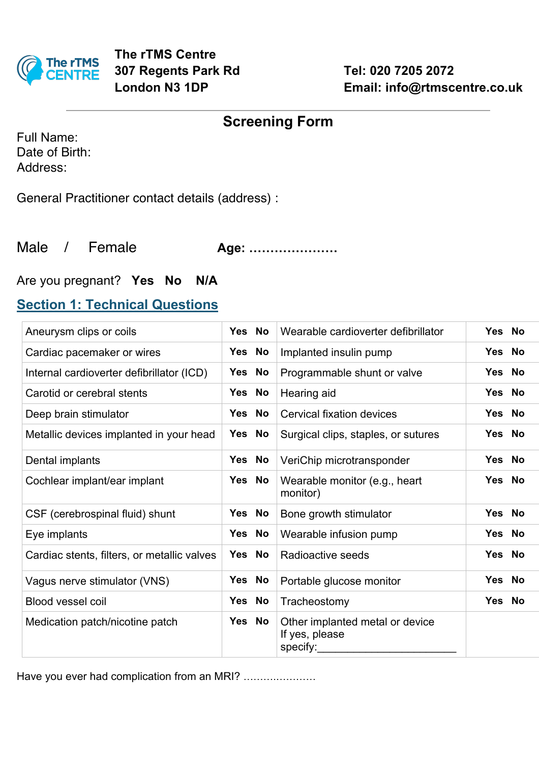**The rTMS Centre**
**307 Regents Park Rd**
**London N3 1DP**

**Tel: 020 7205 2072**
**Email: info@rtmscentre.co.uk**

## Screening Form

Full Name:
Date of Birth:
Address:

General Practitioner contact details (address) :

Male / Female **Age: …………………**

Are you pregnant? **Yes No N/A**

## Section 1: Technical Questions

| | | | |
|---|---|---|---|
| Aneurysm clips or coils | **Yes No** | Wearable cardioverter defibrillator | **Yes No** |
| Cardiac pacemaker or wires | **Yes No** | Implanted insulin pump | **Yes No** |
| Internal cardioverter defibrillator (ICD) | **Yes No** | Programmable shunt or valve | **Yes No** |
| Carotid or cerebral stents | **Yes No** | Hearing aid | **Yes No** |
| Deep brain stimulator | **Yes No** | Cervical fixation devices | **Yes No** |
| Metallic devices implanted in your head | **Yes No** | Surgical clips, staples, or sutures | **Yes No** |
| Dental implants | **Yes No** | VeriChip microtransponder | **Yes No** |
| Cochlear implant/ear implant | **Yes No** | Wearable monitor (e.g., heart monitor) | **Yes No** |
| CSF (cerebrospinal fluid) shunt | **Yes No** | Bone growth stimulator | **Yes No** |
| Eye implants | **Yes No** | Wearable infusion pump | **Yes No** |
| Cardiac stents, filters, or metallic valves | **Yes No** | Radioactive seeds | **Yes No** |
| Vagus nerve stimulator (VNS) | **Yes No** | Portable glucose monitor | **Yes No** |
| Blood vessel coil | **Yes No** | Tracheostomy | **Yes No** |
| Medication patch/nicotine patch | **Yes No** | Other implanted metal or device If yes, please specify:_______________________ | |

Have you ever had complication from an MRI? ………………….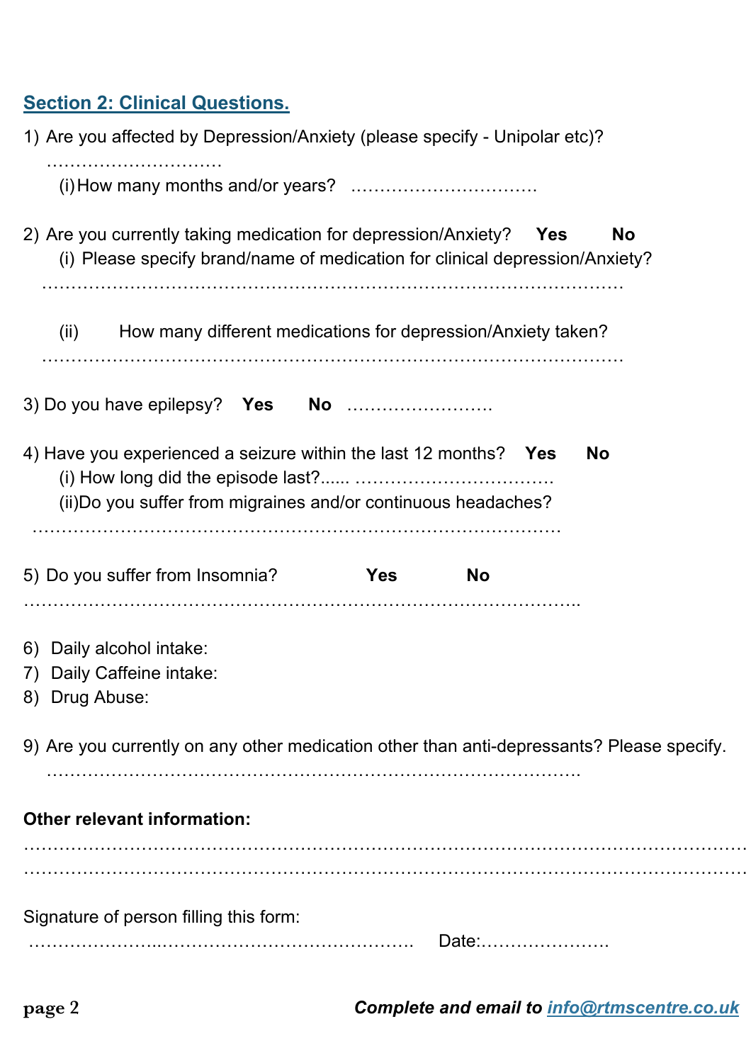## Section 2: Clinical Questions.

1) Are you affected by Depression/Anxiety (please specify - Unipolar etc)? …………………………

   (i) How many months and/or years? ……………………………

2) Are you currently taking medication for depression/Anxiety? **Yes** **No**

   (i) Please specify brand/name of medication for clinical depression/Anxiety?

   ………………………………………………………………………………………

   (ii) How many different medications for depression/Anxiety taken?

   ………………………………………………………………………………………

3) Do you have epilepsy? **Yes** **No** …………………….

4) Have you experienced a seizure within the last 12 months? **Yes** **No**

   (i) How long did the episode last?...... ……………………………

   (ii) Do you suffer from migraines and/or continuous headaches?

   ……………………………………………………………………………

5) Do you suffer from Insomnia? **Yes** **No**

   ………………………………………………………………………………..

6) Daily alcohol intake:
7) Daily Caffeine intake:
8) Drug Abuse:

9) Are you currently on any other medication other than anti-depressants? Please specify.

   ……………………………………………………………………………

**Other relevant information:**

……………………………………………………………………………………………………………
……………………………………………………………………………………………………………

Signature of person filling this form:

…………………..…………………………………… Date:…………………

***Complete and email to [info@rtmscentre.co.uk](mailto:info@rtmscentre.co.uk)***